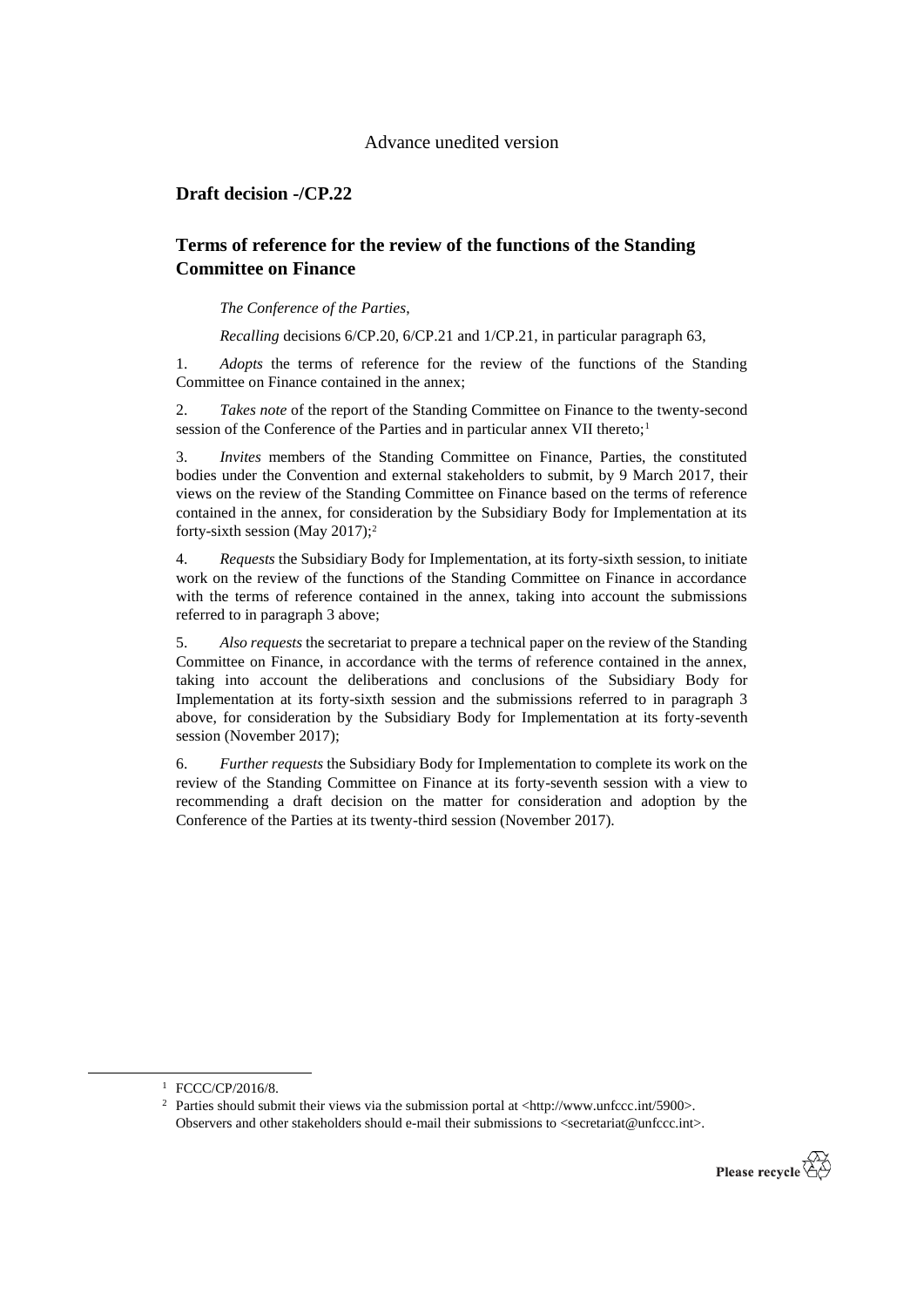Advance unedited version

## Draft decision -/CP.22

## Terms of reference for the review of the functions of the Standing Committee on Finance

*The Conference of the Parties*,

*Recalling* decisions 6/CP.20, 6/CP.21 and 1/CP.21, in particular paragraph 63,

1. *Adopts* the terms of reference for the review of the functions of the Standing Committee on Finance contained in the annex;

2. *Takes note* of the report of the Standing Committee on Finance to the twenty-second session of the Conference of the Parties and in particular annex VII thereto;[1]

3. *Invites* members of the Standing Committee on Finance, Parties, the constituted bodies under the Convention and external stakeholders to submit, by 9 March 2017, their views on the review of the Standing Committee on Finance based on the terms of reference contained in the annex, for consideration by the Subsidiary Body for Implementation at its forty-sixth session (May 2017);[2]

4. *Requests* the Subsidiary Body for Implementation, at its forty-sixth session, to initiate work on the review of the functions of the Standing Committee on Finance in accordance with the terms of reference contained in the annex, taking into account the submissions referred to in paragraph 3 above;

5. *Also requests* the secretariat to prepare a technical paper on the review of the Standing Committee on Finance, in accordance with the terms of reference contained in the annex, taking into account the deliberations and conclusions of the Subsidiary Body for Implementation at its forty-sixth session and the submissions referred to in paragraph 3 above, for consideration by the Subsidiary Body for Implementation at its forty-seventh session (November 2017);

6. *Further requests* the Subsidiary Body for Implementation to complete its work on the review of the Standing Committee on Finance at its forty-seventh session with a view to recommending a draft decision on the matter for consideration and adoption by the Conference of the Parties at its twenty-third session (November 2017).

[1] FCCC/CP/2016/8.

[2] Parties should submit their views via the submission portal at <http://www.unfccc.int/5900>. Observers and other stakeholders should e-mail their submissions to <secretariat@unfccc.int>.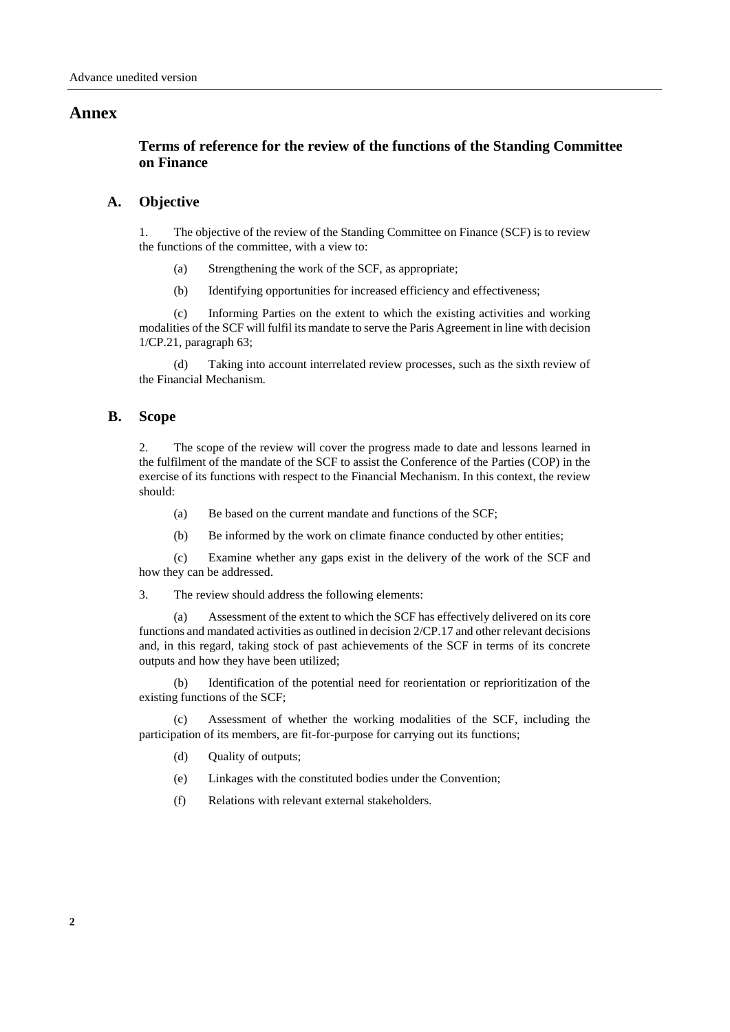# Annex

## Terms of reference for the review of the functions of the Standing Committee on Finance

### A. Objective

1. The objective of the review of the Standing Committee on Finance (SCF) is to review the functions of the committee, with a view to:

(a) Strengthening the work of the SCF, as appropriate;

(b) Identifying opportunities for increased efficiency and effectiveness;

(c) Informing Parties on the extent to which the existing activities and working modalities of the SCF will fulfil its mandate to serve the Paris Agreement in line with decision 1/CP.21, paragraph 63;

(d) Taking into account interrelated review processes, such as the sixth review of the Financial Mechanism.

### B. Scope

2. The scope of the review will cover the progress made to date and lessons learned in the fulfilment of the mandate of the SCF to assist the Conference of the Parties (COP) in the exercise of its functions with respect to the Financial Mechanism. In this context, the review should:

(a) Be based on the current mandate and functions of the SCF;

(b) Be informed by the work on climate finance conducted by other entities;

(c) Examine whether any gaps exist in the delivery of the work of the SCF and how they can be addressed.

3. The review should address the following elements:

(a) Assessment of the extent to which the SCF has effectively delivered on its core functions and mandated activities as outlined in decision 2/CP.17 and other relevant decisions and, in this regard, taking stock of past achievements of the SCF in terms of its concrete outputs and how they have been utilized;

(b) Identification of the potential need for reorientation or reprioritization of the existing functions of the SCF;

(c) Assessment of whether the working modalities of the SCF, including the participation of its members, are fit-for-purpose for carrying out its functions;

(d) Quality of outputs;

(e) Linkages with the constituted bodies under the Convention;

(f) Relations with relevant external stakeholders.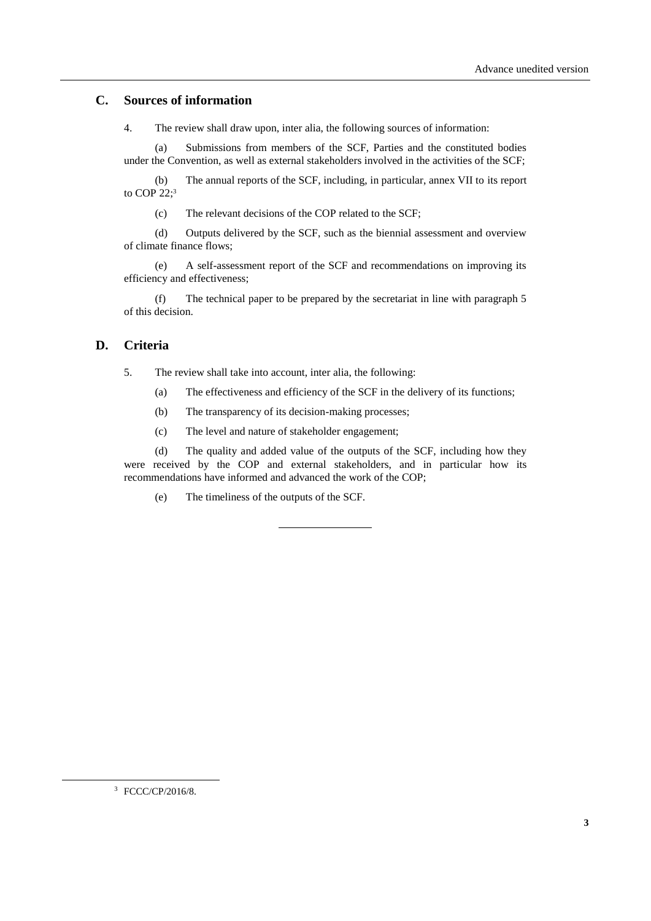## C. Sources of information

4. The review shall draw upon, inter alia, the following sources of information:

(a) Submissions from members of the SCF, Parties and the constituted bodies under the Convention, as well as external stakeholders involved in the activities of the SCF;

(b) The annual reports of the SCF, including, in particular, annex VII to its report to COP 22;[3]

(c) The relevant decisions of the COP related to the SCF;

(d) Outputs delivered by the SCF, such as the biennial assessment and overview of climate finance flows;

(e) A self-assessment report of the SCF and recommendations on improving its efficiency and effectiveness;

(f) The technical paper to be prepared by the secretariat in line with paragraph 5 of this decision.

## D. Criteria

5. The review shall take into account, inter alia, the following:

(a) The effectiveness and efficiency of the SCF in the delivery of its functions;

(b) The transparency of its decision-making processes;

(c) The level and nature of stakeholder engagement;

(d) The quality and added value of the outputs of the SCF, including how they were received by the COP and external stakeholders, and in particular how its recommendations have informed and advanced the work of the COP;

(e) The timeliness of the outputs of the SCF.

---

[3] FCCC/CP/2016/8.